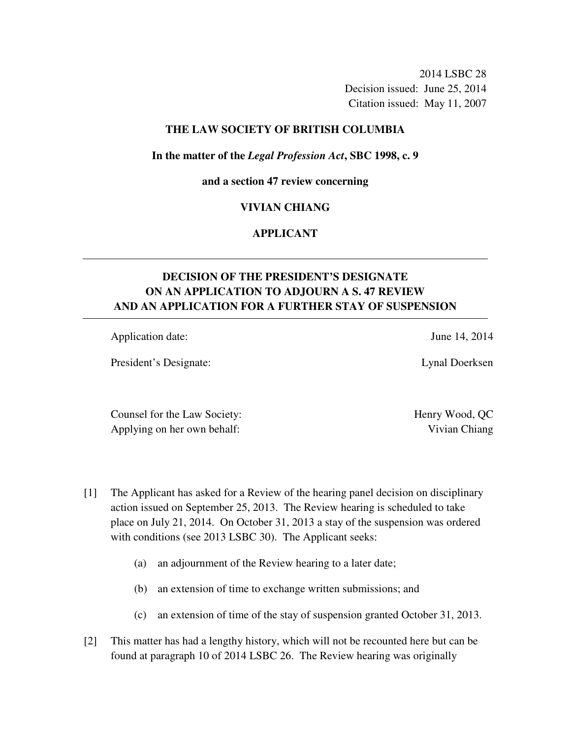2014 LSBC 28
Decision issued: June 25, 2014
Citation issued: May 11, 2007

**THE LAW SOCIETY OF BRITISH COLUMBIA**

**In the matter of the *Legal Profession Act*, SBC 1998, c. 9**

**and a section 47 review concerning**

**VIVIAN CHIANG**

**APPLICANT**

---

## DECISION OF THE PRESIDENT'S DESIGNATE ON AN APPLICATION TO ADJOURN A S. 47 REVIEW AND AN APPLICATION FOR A FURTHER STAY OF SUSPENSION

---

Application date: June 14, 2014

President's Designate: Lynal Doerksen

Counsel for the Law Society: Henry Wood, QC

Applying on her own behalf: Vivian Chiang

[1] The Applicant has asked for a Review of the hearing panel decision on disciplinary action issued on September 25, 2013. The Review hearing is scheduled to take place on July 21, 2014. On October 31, 2013 a stay of the suspension was ordered with conditions (see 2013 LSBC 30). The Applicant seeks:

(a) an adjournment of the Review hearing to a later date;

(b) an extension of time to exchange written submissions; and

(c) an extension of time of the stay of suspension granted October 31, 2013.

[2] This matter has had a lengthy history, which will not be recounted here but can be found at paragraph 10 of 2014 LSBC 26. The Review hearing was originally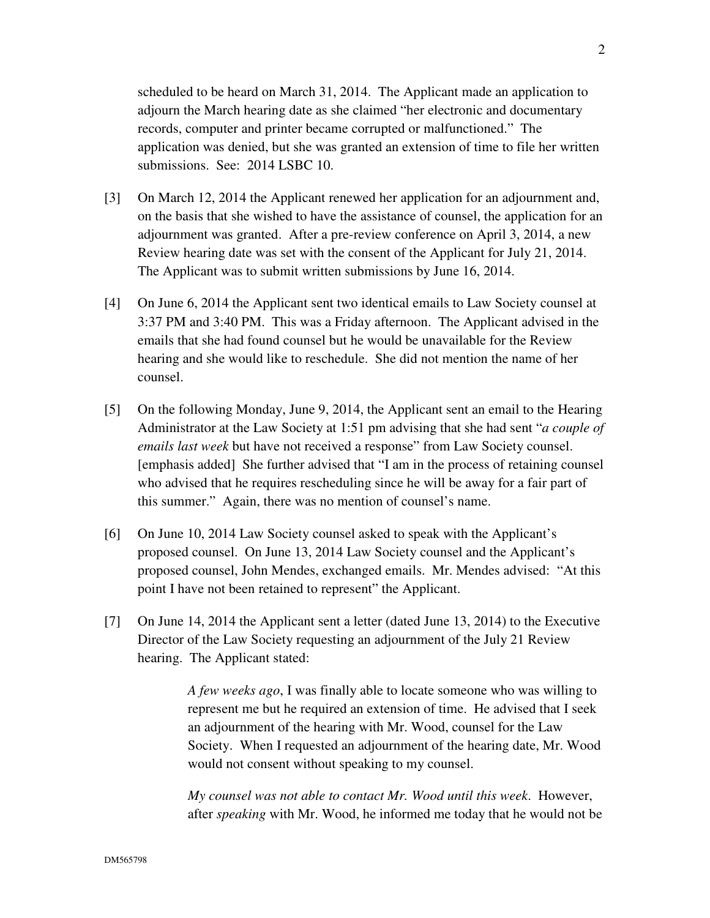scheduled to be heard on March 31, 2014. The Applicant made an application to adjourn the March hearing date as she claimed "her electronic and documentary records, computer and printer became corrupted or malfunctioned." The application was denied, but she was granted an extension of time to file her written submissions. See: 2014 LSBC 10.

[3] On March 12, 2014 the Applicant renewed her application for an adjournment and, on the basis that she wished to have the assistance of counsel, the application for an adjournment was granted. After a pre-review conference on April 3, 2014, a new Review hearing date was set with the consent of the Applicant for July 21, 2014. The Applicant was to submit written submissions by June 16, 2014.

[4] On June 6, 2014 the Applicant sent two identical emails to Law Society counsel at 3:37 PM and 3:40 PM. This was a Friday afternoon. The Applicant advised in the emails that she had found counsel but he would be unavailable for the Review hearing and she would like to reschedule. She did not mention the name of her counsel.

[5] On the following Monday, June 9, 2014, the Applicant sent an email to the Hearing Administrator at the Law Society at 1:51 pm advising that she had sent "*a couple of emails last week* but have not received a response" from Law Society counsel. [emphasis added] She further advised that "I am in the process of retaining counsel who advised that he requires rescheduling since he will be away for a fair part of this summer." Again, there was no mention of counsel's name.

[6] On June 10, 2014 Law Society counsel asked to speak with the Applicant's proposed counsel. On June 13, 2014 Law Society counsel and the Applicant's proposed counsel, John Mendes, exchanged emails. Mr. Mendes advised: "At this point I have not been retained to represent" the Applicant.

[7] On June 14, 2014 the Applicant sent a letter (dated June 13, 2014) to the Executive Director of the Law Society requesting an adjournment of the July 21 Review hearing. The Applicant stated:

> *A few weeks ago*, I was finally able to locate someone who was willing to represent me but he required an extension of time. He advised that I seek an adjournment of the hearing with Mr. Wood, counsel for the Law Society. When I requested an adjournment of the hearing date, Mr. Wood would not consent without speaking to my counsel.
>
> *My counsel was not able to contact Mr. Wood until this week*. However, after *speaking* with Mr. Wood, he informed me today that he would not be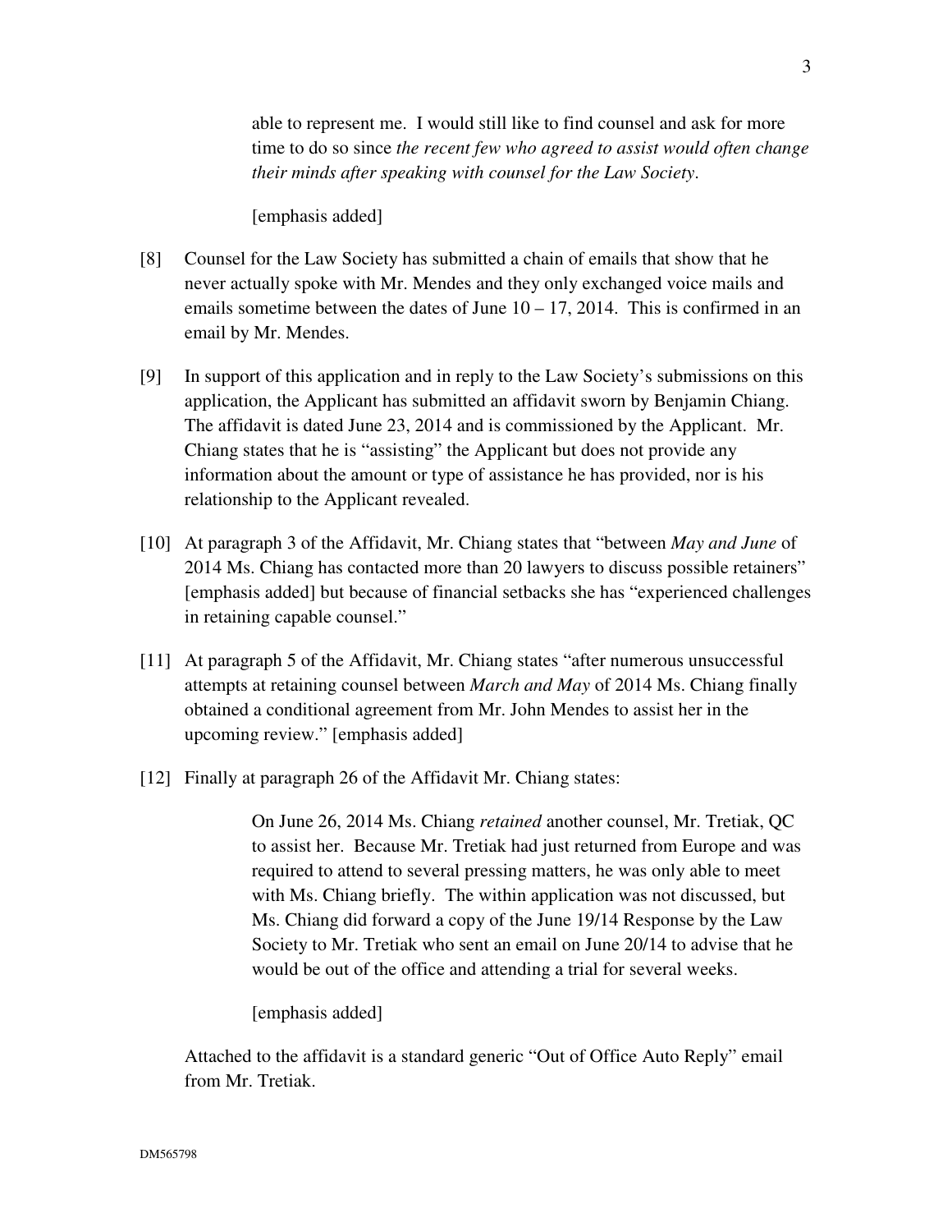> able to represent me. I would still like to find counsel and ask for more time to do so since *the recent few who agreed to assist would often change their minds after speaking with counsel for the Law Society*.
>
> [emphasis added]

[8] Counsel for the Law Society has submitted a chain of emails that show that he never actually spoke with Mr. Mendes and they only exchanged voice mails and emails sometime between the dates of June 10 – 17, 2014. This is confirmed in an email by Mr. Mendes.

[9] In support of this application and in reply to the Law Society's submissions on this application, the Applicant has submitted an affidavit sworn by Benjamin Chiang. The affidavit is dated June 23, 2014 and is commissioned by the Applicant. Mr. Chiang states that he is "assisting" the Applicant but does not provide any information about the amount or type of assistance he has provided, nor is his relationship to the Applicant revealed.

[10] At paragraph 3 of the Affidavit, Mr. Chiang states that "between *May and June* of 2014 Ms. Chiang has contacted more than 20 lawyers to discuss possible retainers" [emphasis added] but because of financial setbacks she has "experienced challenges in retaining capable counsel."

[11] At paragraph 5 of the Affidavit, Mr. Chiang states "after numerous unsuccessful attempts at retaining counsel between *March and May* of 2014 Ms. Chiang finally obtained a conditional agreement from Mr. John Mendes to assist her in the upcoming review." [emphasis added]

[12] Finally at paragraph 26 of the Affidavit Mr. Chiang states:

> On June 26, 2014 Ms. Chiang *retained* another counsel, Mr. Tretiak, QC to assist her. Because Mr. Tretiak had just returned from Europe and was required to attend to several pressing matters, he was only able to meet with Ms. Chiang briefly. The within application was not discussed, but Ms. Chiang did forward a copy of the June 19/14 Response by the Law Society to Mr. Tretiak who sent an email on June 20/14 to advise that he would be out of the office and attending a trial for several weeks.
>
> [emphasis added]

Attached to the affidavit is a standard generic "Out of Office Auto Reply" email from Mr. Tretiak.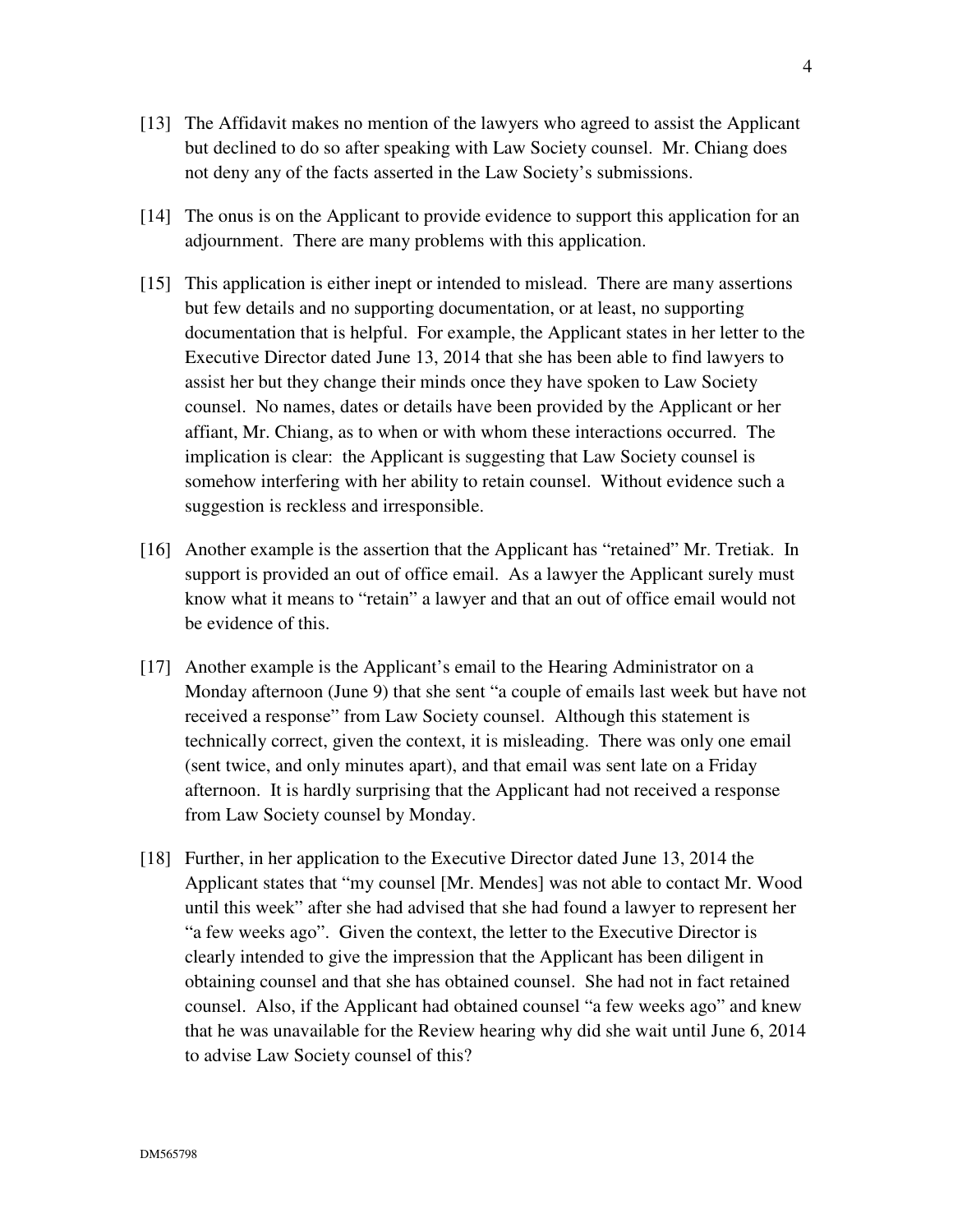[13] The Affidavit makes no mention of the lawyers who agreed to assist the Applicant but declined to do so after speaking with Law Society counsel. Mr. Chiang does not deny any of the facts asserted in the Law Society's submissions.

[14] The onus is on the Applicant to provide evidence to support this application for an adjournment. There are many problems with this application.

[15] This application is either inept or intended to mislead. There are many assertions but few details and no supporting documentation, or at least, no supporting documentation that is helpful. For example, the Applicant states in her letter to the Executive Director dated June 13, 2014 that she has been able to find lawyers to assist her but they change their minds once they have spoken to Law Society counsel. No names, dates or details have been provided by the Applicant or her affiant, Mr. Chiang, as to when or with whom these interactions occurred. The implication is clear: the Applicant is suggesting that Law Society counsel is somehow interfering with her ability to retain counsel. Without evidence such a suggestion is reckless and irresponsible.

[16] Another example is the assertion that the Applicant has "retained" Mr. Tretiak. In support is provided an out of office email. As a lawyer the Applicant surely must know what it means to "retain" a lawyer and that an out of office email would not be evidence of this.

[17] Another example is the Applicant's email to the Hearing Administrator on a Monday afternoon (June 9) that she sent "a couple of emails last week but have not received a response" from Law Society counsel. Although this statement is technically correct, given the context, it is misleading. There was only one email (sent twice, and only minutes apart), and that email was sent late on a Friday afternoon. It is hardly surprising that the Applicant had not received a response from Law Society counsel by Monday.

[18] Further, in her application to the Executive Director dated June 13, 2014 the Applicant states that "my counsel [Mr. Mendes] was not able to contact Mr. Wood until this week" after she had advised that she had found a lawyer to represent her "a few weeks ago". Given the context, the letter to the Executive Director is clearly intended to give the impression that the Applicant has been diligent in obtaining counsel and that she has obtained counsel. She had not in fact retained counsel. Also, if the Applicant had obtained counsel "a few weeks ago" and knew that he was unavailable for the Review hearing why did she wait until June 6, 2014 to advise Law Society counsel of this?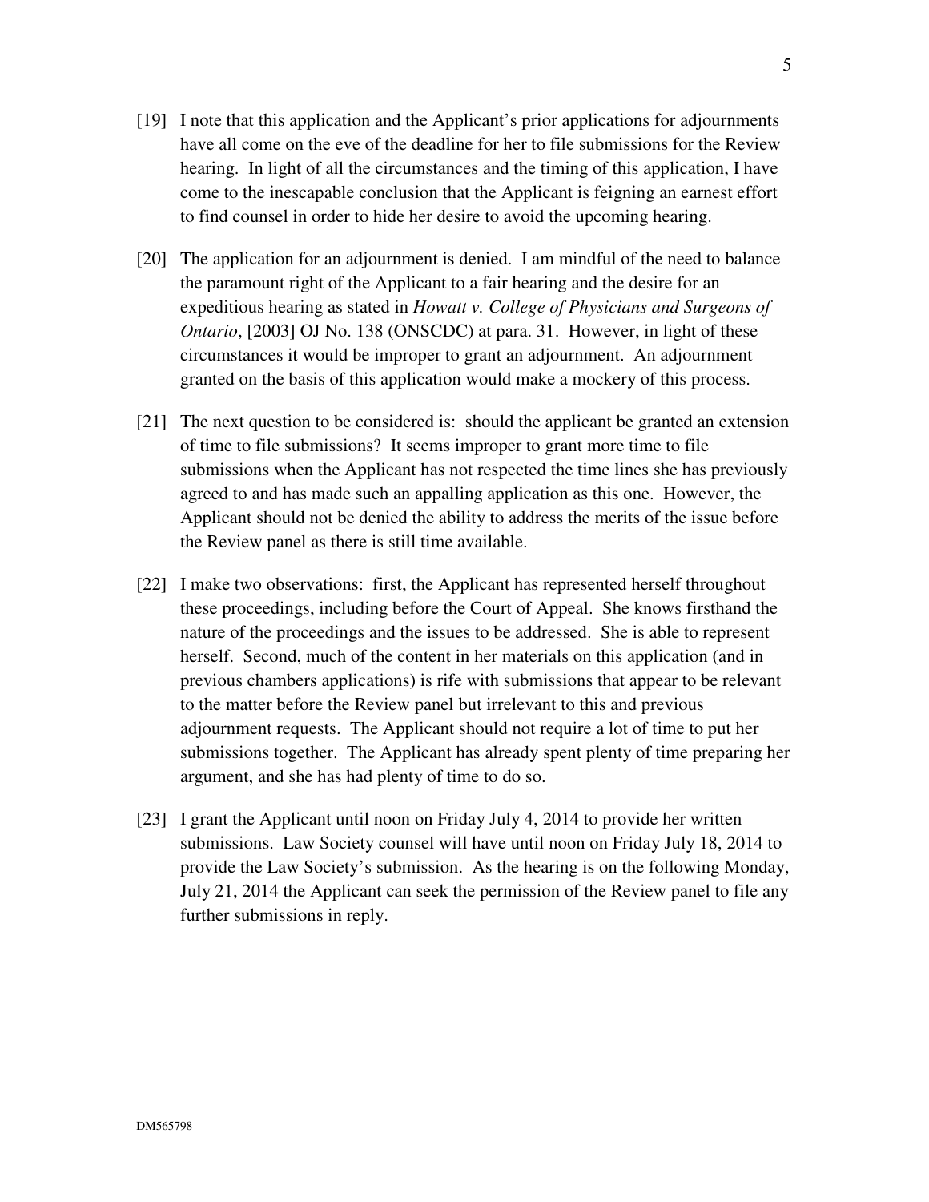[19] I note that this application and the Applicant's prior applications for adjournments have all come on the eve of the deadline for her to file submissions for the Review hearing. In light of all the circumstances and the timing of this application, I have come to the inescapable conclusion that the Applicant is feigning an earnest effort to find counsel in order to hide her desire to avoid the upcoming hearing.

[20] The application for an adjournment is denied. I am mindful of the need to balance the paramount right of the Applicant to a fair hearing and the desire for an expeditious hearing as stated in *Howatt v. College of Physicians and Surgeons of Ontario*, [2003] OJ No. 138 (ONSCDC) at para. 31. However, in light of these circumstances it would be improper to grant an adjournment. An adjournment granted on the basis of this application would make a mockery of this process.

[21] The next question to be considered is: should the applicant be granted an extension of time to file submissions? It seems improper to grant more time to file submissions when the Applicant has not respected the time lines she has previously agreed to and has made such an appalling application as this one. However, the Applicant should not be denied the ability to address the merits of the issue before the Review panel as there is still time available.

[22] I make two observations: first, the Applicant has represented herself throughout these proceedings, including before the Court of Appeal. She knows firsthand the nature of the proceedings and the issues to be addressed. She is able to represent herself. Second, much of the content in her materials on this application (and in previous chambers applications) is rife with submissions that appear to be relevant to the matter before the Review panel but irrelevant to this and previous adjournment requests. The Applicant should not require a lot of time to put her submissions together. The Applicant has already spent plenty of time preparing her argument, and she has had plenty of time to do so.

[23] I grant the Applicant until noon on Friday July 4, 2014 to provide her written submissions. Law Society counsel will have until noon on Friday July 18, 2014 to provide the Law Society's submission. As the hearing is on the following Monday, July 21, 2014 the Applicant can seek the permission of the Review panel to file any further submissions in reply.

DM565798